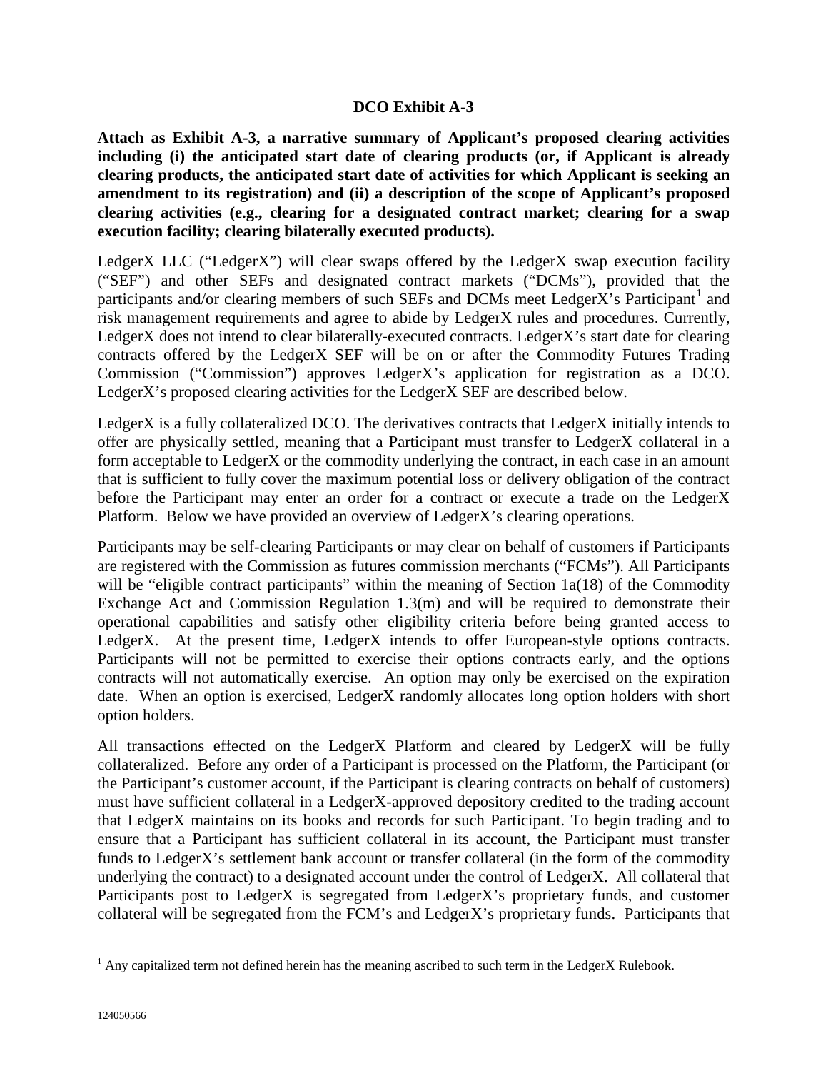**DCO Exhibit A-3**

**Attach as Exhibit A-3, a narrative summary of Applicant's proposed clearing activities including (i) the anticipated start date of clearing products (or, if Applicant is already clearing products, the anticipated start date of activities for which Applicant is seeking an amendment to its registration) and (ii) a description of the scope of Applicant's proposed clearing activities (e.g., clearing for a designated contract market; clearing for a swap execution facility; clearing bilaterally executed products).**

LedgerX LLC ("LedgerX") will clear swaps offered by the LedgerX swap execution facility ("SEF") and other SEFs and designated contract markets ("DCMs"), provided that the participants and/or clearing members of such SEFs and DCMs meet LedgerX's Participant[1] and risk management requirements and agree to abide by LedgerX rules and procedures. Currently, LedgerX does not intend to clear bilaterally-executed contracts. LedgerX's start date for clearing contracts offered by the LedgerX SEF will be on or after the Commodity Futures Trading Commission ("Commission") approves LedgerX's application for registration as a DCO. LedgerX's proposed clearing activities for the LedgerX SEF are described below.

LedgerX is a fully collateralized DCO. The derivatives contracts that LedgerX initially intends to offer are physically settled, meaning that a Participant must transfer to LedgerX collateral in a form acceptable to LedgerX or the commodity underlying the contract, in each case in an amount that is sufficient to fully cover the maximum potential loss or delivery obligation of the contract before the Participant may enter an order for a contract or execute a trade on the LedgerX Platform. Below we have provided an overview of LedgerX's clearing operations.

Participants may be self-clearing Participants or may clear on behalf of customers if Participants are registered with the Commission as futures commission merchants ("FCMs"). All Participants will be "eligible contract participants" within the meaning of Section 1a(18) of the Commodity Exchange Act and Commission Regulation 1.3(m) and will be required to demonstrate their operational capabilities and satisfy other eligibility criteria before being granted access to LedgerX. At the present time, LedgerX intends to offer European-style options contracts. Participants will not be permitted to exercise their options contracts early, and the options contracts will not automatically exercise. An option may only be exercised on the expiration date. When an option is exercised, LedgerX randomly allocates long option holders with short option holders.

All transactions effected on the LedgerX Platform and cleared by LedgerX will be fully collateralized. Before any order of a Participant is processed on the Platform, the Participant (or the Participant's customer account, if the Participant is clearing contracts on behalf of customers) must have sufficient collateral in a LedgerX-approved depository credited to the trading account that LedgerX maintains on its books and records for such Participant. To begin trading and to ensure that a Participant has sufficient collateral in its account, the Participant must transfer funds to LedgerX's settlement bank account or transfer collateral (in the form of the commodity underlying the contract) to a designated account under the control of LedgerX. All collateral that Participants post to LedgerX is segregated from LedgerX's proprietary funds, and customer collateral will be segregated from the FCM's and LedgerX's proprietary funds. Participants that

[1] Any capitalized term not defined herein has the meaning ascribed to such term in the LedgerX Rulebook.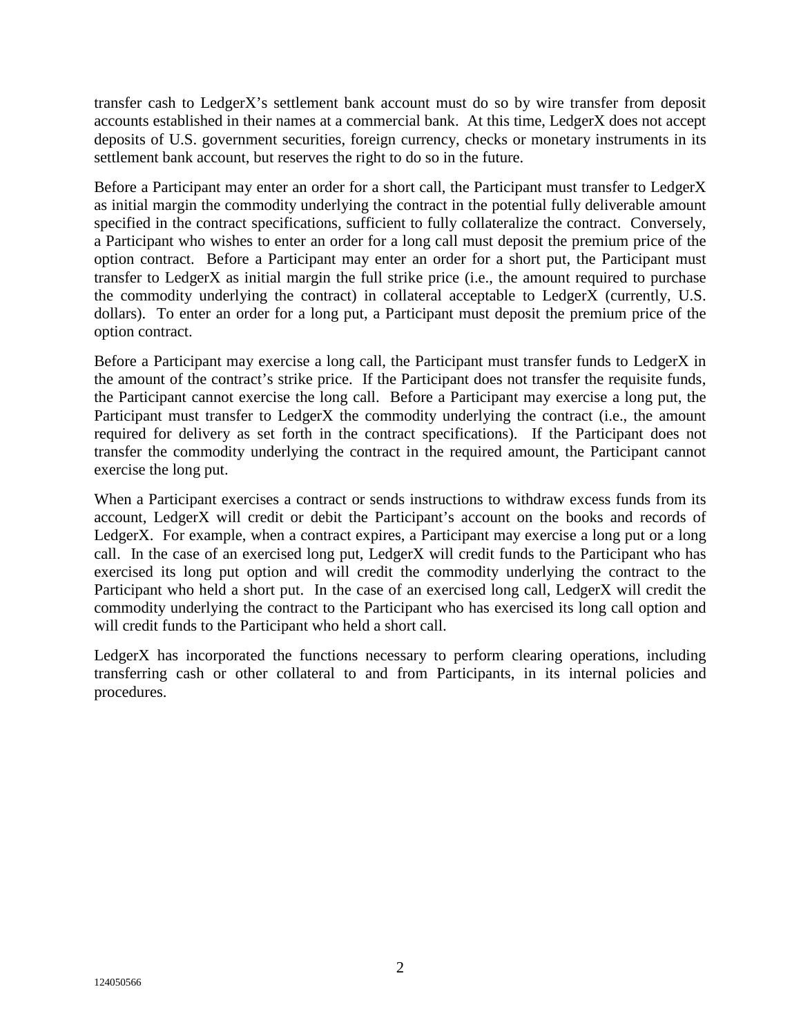transfer cash to LedgerX's settlement bank account must do so by wire transfer from deposit accounts established in their names at a commercial bank. At this time, LedgerX does not accept deposits of U.S. government securities, foreign currency, checks or monetary instruments in its settlement bank account, but reserves the right to do so in the future.

Before a Participant may enter an order for a short call, the Participant must transfer to LedgerX as initial margin the commodity underlying the contract in the potential fully deliverable amount specified in the contract specifications, sufficient to fully collateralize the contract. Conversely, a Participant who wishes to enter an order for a long call must deposit the premium price of the option contract. Before a Participant may enter an order for a short put, the Participant must transfer to LedgerX as initial margin the full strike price (i.e., the amount required to purchase the commodity underlying the contract) in collateral acceptable to LedgerX (currently, U.S. dollars). To enter an order for a long put, a Participant must deposit the premium price of the option contract.

Before a Participant may exercise a long call, the Participant must transfer funds to LedgerX in the amount of the contract's strike price. If the Participant does not transfer the requisite funds, the Participant cannot exercise the long call. Before a Participant may exercise a long put, the Participant must transfer to LedgerX the commodity underlying the contract (i.e., the amount required for delivery as set forth in the contract specifications). If the Participant does not transfer the commodity underlying the contract in the required amount, the Participant cannot exercise the long put.

When a Participant exercises a contract or sends instructions to withdraw excess funds from its account, LedgerX will credit or debit the Participant's account on the books and records of LedgerX. For example, when a contract expires, a Participant may exercise a long put or a long call. In the case of an exercised long put, LedgerX will credit funds to the Participant who has exercised its long put option and will credit the commodity underlying the contract to the Participant who held a short put. In the case of an exercised long call, LedgerX will credit the commodity underlying the contract to the Participant who has exercised its long call option and will credit funds to the Participant who held a short call.

LedgerX has incorporated the functions necessary to perform clearing operations, including transferring cash or other collateral to and from Participants, in its internal policies and procedures.

124050566